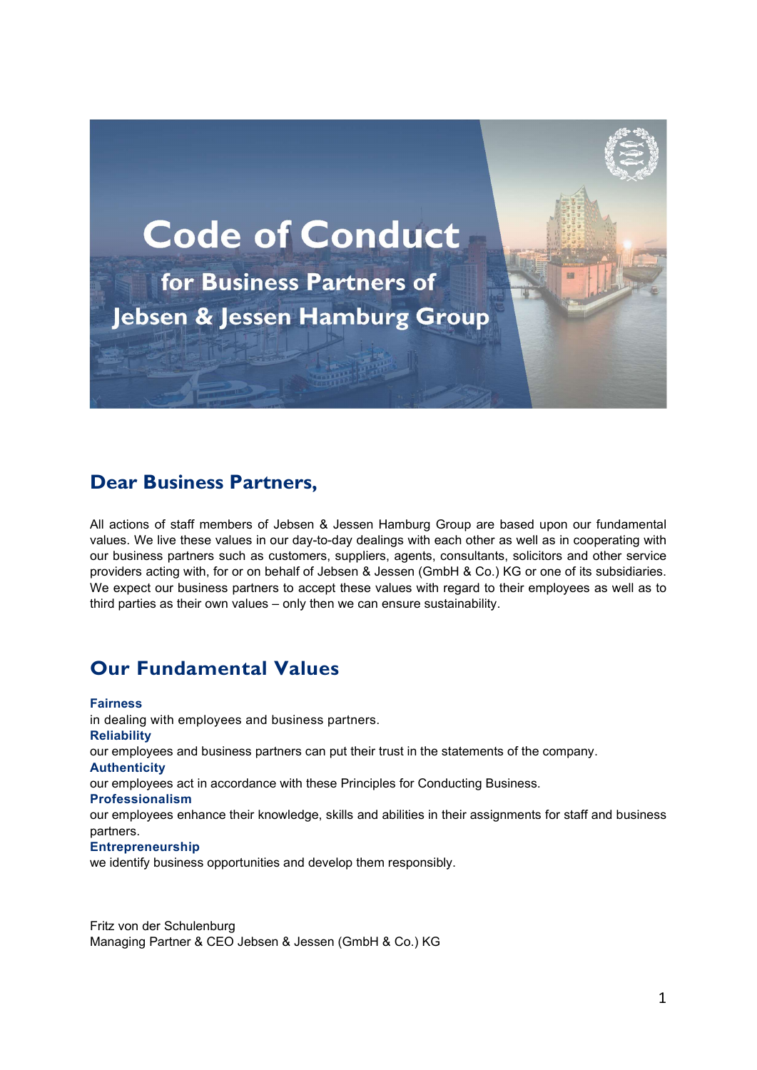# Code of Conduct

## for Business Partners of Jebsen & Jessen Hamburg Group

## Dear Business Partners,

All actions of staff members of Jebsen & Jessen Hamburg Group are based upon our fundamental values. We live these values in our day-to-day dealings with each other as well as in cooperating with our business partners such as customers, suppliers, agents, consultants, solicitors and other service providers acting with, for or on behalf of Jebsen & Jessen (GmbH & Co.) KG or one of its subsidiaries. We expect our business partners to accept these values with regard to their employees as well as to third parties as their own values – only then we can ensure sustainability.

## Our Fundamental Values

**Fairness**
in dealing with employees and business partners.

**Reliability**
our employees and business partners can put their trust in the statements of the company.

**Authenticity**
our employees act in accordance with these Principles for Conducting Business.

**Professionalism**
our employees enhance their knowledge, skills and abilities in their assignments for staff and business partners.

**Entrepreneurship**
we identify business opportunities and develop them responsibly.

Fritz von der Schulenburg
Managing Partner & CEO Jebsen & Jessen (GmbH & Co.) KG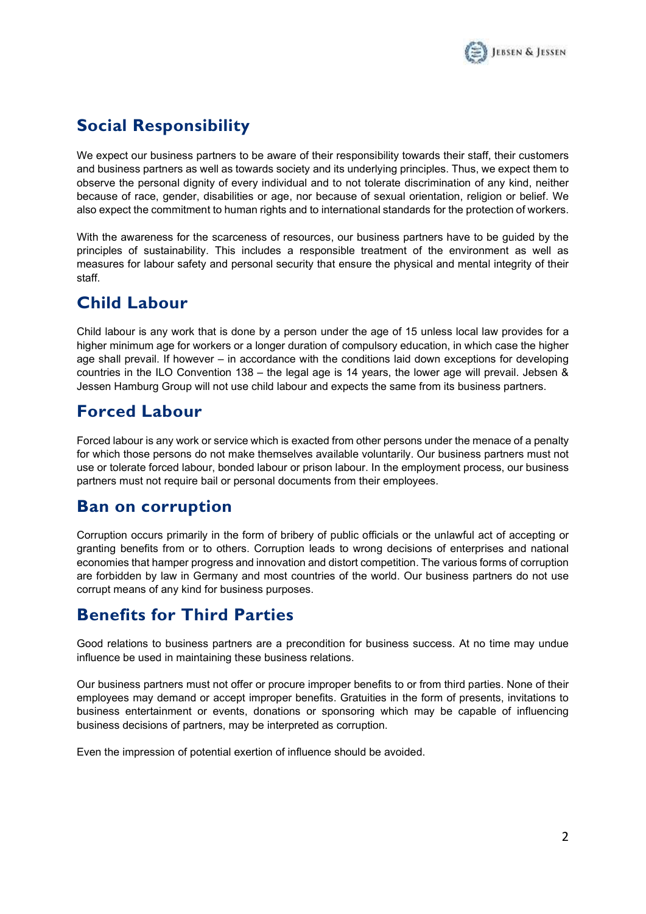## Social Responsibility

We expect our business partners to be aware of their responsibility towards their staff, their customers and business partners as well as towards society and its underlying principles. Thus, we expect them to observe the personal dignity of every individual and to not tolerate discrimination of any kind, neither because of race, gender, disabilities or age, nor because of sexual orientation, religion or belief. We also expect the commitment to human rights and to international standards for the protection of workers.

With the awareness for the scarceness of resources, our business partners have to be guided by the principles of sustainability. This includes a responsible treatment of the environment as well as measures for labour safety and personal security that ensure the physical and mental integrity of their staff.

## Child Labour

Child labour is any work that is done by a person under the age of 15 unless local law provides for a higher minimum age for workers or a longer duration of compulsory education, in which case the higher age shall prevail. If however – in accordance with the conditions laid down exceptions for developing countries in the ILO Convention 138 – the legal age is 14 years, the lower age will prevail. Jebsen & Jessen Hamburg Group will not use child labour and expects the same from its business partners.

## Forced Labour

Forced labour is any work or service which is exacted from other persons under the menace of a penalty for which those persons do not make themselves available voluntarily. Our business partners must not use or tolerate forced labour, bonded labour or prison labour. In the employment process, our business partners must not require bail or personal documents from their employees.

## Ban on corruption

Corruption occurs primarily in the form of bribery of public officials or the unlawful act of accepting or granting benefits from or to others. Corruption leads to wrong decisions of enterprises and national economies that hamper progress and innovation and distort competition. The various forms of corruption are forbidden by law in Germany and most countries of the world. Our business partners do not use corrupt means of any kind for business purposes.

## Benefits for Third Parties

Good relations to business partners are a precondition for business success. At no time may undue influence be used in maintaining these business relations.

Our business partners must not offer or procure improper benefits to or from third parties. None of their employees may demand or accept improper benefits. Gratuities in the form of presents, invitations to business entertainment or events, donations or sponsoring which may be capable of influencing business decisions of partners, may be interpreted as corruption.

Even the impression of potential exertion of influence should be avoided.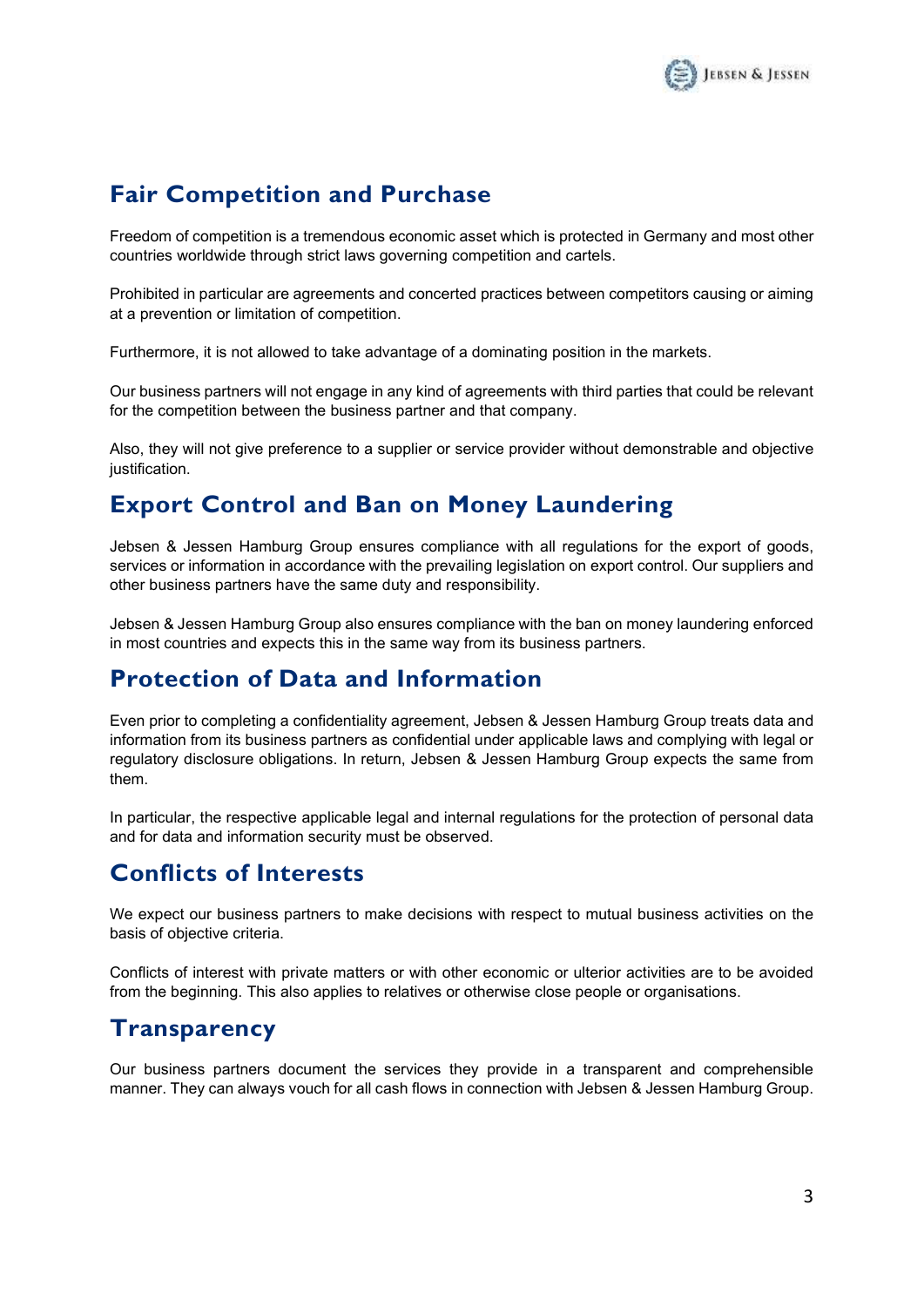## Fair Competition and Purchase

Freedom of competition is a tremendous economic asset which is protected in Germany and most other countries worldwide through strict laws governing competition and cartels.

Prohibited in particular are agreements and concerted practices between competitors causing or aiming at a prevention or limitation of competition.

Furthermore, it is not allowed to take advantage of a dominating position in the markets.

Our business partners will not engage in any kind of agreements with third parties that could be relevant for the competition between the business partner and that company.

Also, they will not give preference to a supplier or service provider without demonstrable and objective justification.

## Export Control and Ban on Money Laundering

Jebsen & Jessen Hamburg Group ensures compliance with all regulations for the export of goods, services or information in accordance with the prevailing legislation on export control. Our suppliers and other business partners have the same duty and responsibility.

Jebsen & Jessen Hamburg Group also ensures compliance with the ban on money laundering enforced in most countries and expects this in the same way from its business partners.

## Protection of Data and Information

Even prior to completing a confidentiality agreement, Jebsen & Jessen Hamburg Group treats data and information from its business partners as confidential under applicable laws and complying with legal or regulatory disclosure obligations. In return, Jebsen & Jessen Hamburg Group expects the same from them.

In particular, the respective applicable legal and internal regulations for the protection of personal data and for data and information security must be observed.

## Conflicts of Interests

We expect our business partners to make decisions with respect to mutual business activities on the basis of objective criteria.

Conflicts of interest with private matters or with other economic or ulterior activities are to be avoided from the beginning. This also applies to relatives or otherwise close people or organisations.

## Transparency

Our business partners document the services they provide in a transparent and comprehensible manner. They can always vouch for all cash flows in connection with Jebsen & Jessen Hamburg Group.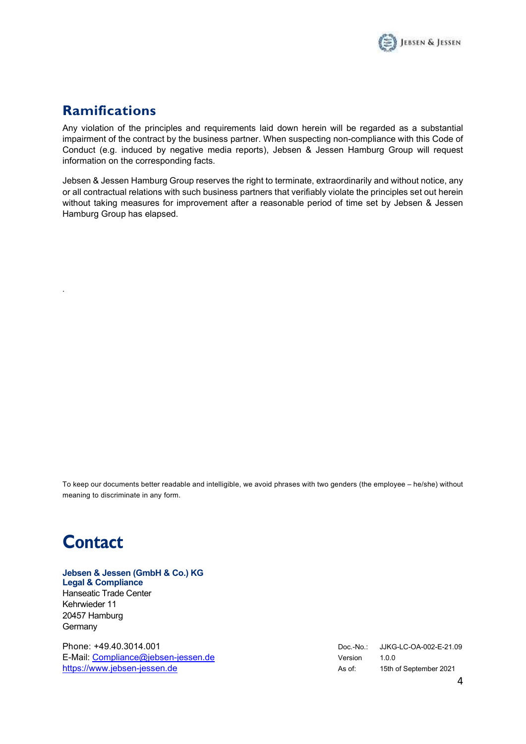## Ramifications

Any violation of the principles and requirements laid down herein will be regarded as a substantial impairment of the contract by the business partner. When suspecting non-compliance with this Code of Conduct (e.g. induced by negative media reports), Jebsen & Jessen Hamburg Group will request information on the corresponding facts.

Jebsen & Jessen Hamburg Group reserves the right to terminate, extraordinarily and without notice, any or all contractual relations with such business partners that verifiably violate the principles set out herein without taking measures for improvement after a reasonable period of time set by Jebsen & Jessen Hamburg Group has elapsed.

.

To keep our documents better readable and intelligible, we avoid phrases with two genders (the employee – he/she) without meaning to discriminate in any form.

# Contact

**Jebsen & Jessen (GmbH & Co.) KG**
**Legal & Compliance**
Hanseatic Trade Center
Kehrwieder 11
20457 Hamburg
Germany

Phone: +49.40.3014.001
E-Mail: [Compliance@jebsen-jessen.de](mailto:Compliance@jebsen-jessen.de)
[https://www.jebsen-jessen.de](https://www.jebsen-jessen.de)

| | |
|---|---|
| Doc.-No.: | JJKG-LC-OA-002-E-21.09 |
| Version | 1.0.0 |
| As of: | 15th of September 2021 |